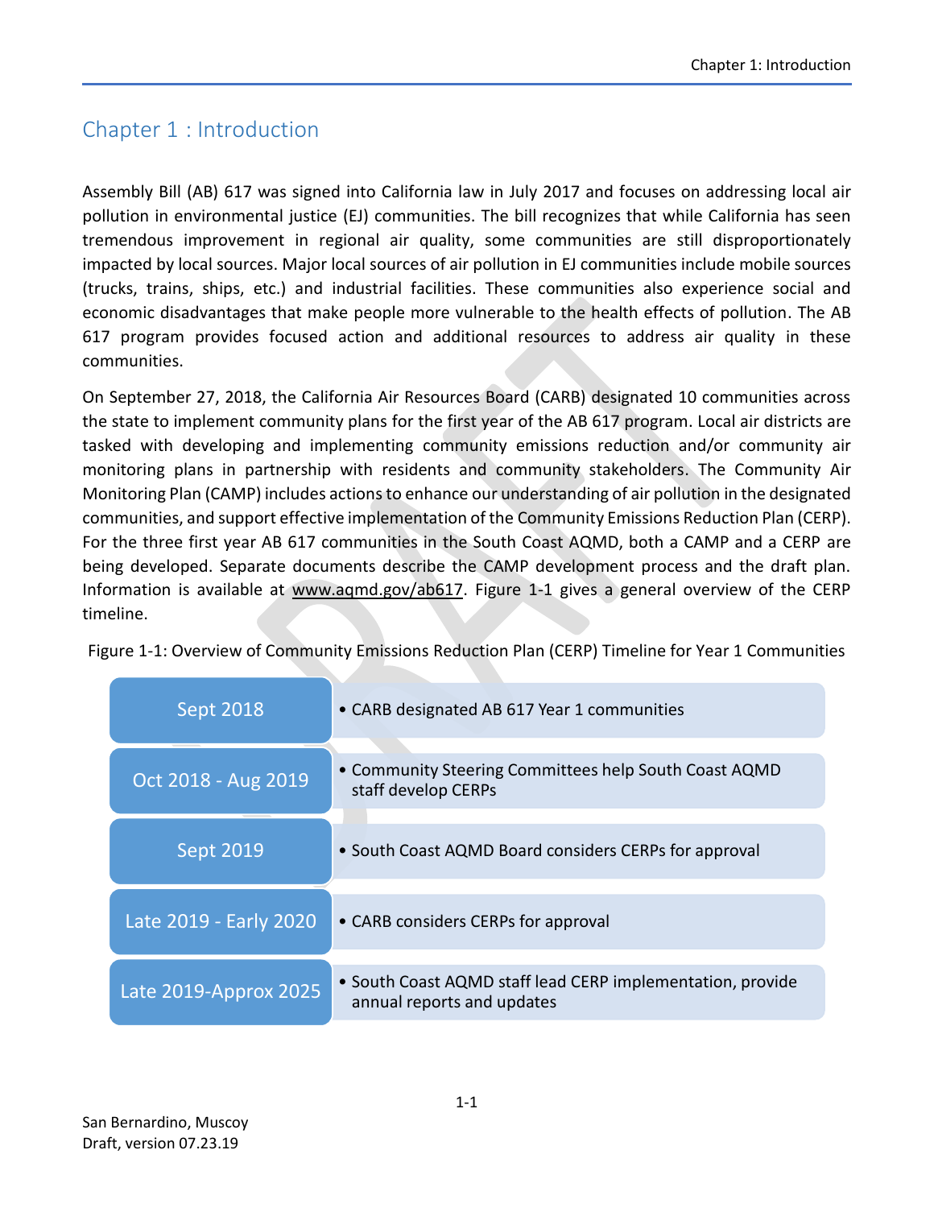# Chapter 1 : Introduction

Assembly Bill (AB) 617 was signed into California law in July 2017 and focuses on addressing local air pollution in environmental justice (EJ) communities. The bill recognizes that while California has seen tremendous improvement in regional air quality, some communities are still disproportionately impacted by local sources. Major local sources of air pollution in EJ communities include mobile sources (trucks, trains, ships, etc.) and industrial facilities. These communities also experience social and economic disadvantages that make people more vulnerable to the health effects of pollution. The AB 617 program provides focused action and additional resources to address air quality in these communities.

On September 27, 2018, the California Air Resources Board (CARB) designated 10 communities across the state to implement community plans for the first year of the AB 617 program. Local air districts are tasked with developing and implementing community emissions reduction and/or community air monitoring plans in partnership with residents and community stakeholders. The Community Air Monitoring Plan (CAMP) includes actions to enhance our understanding of air pollution in the designated communities, and support effective implementation of the Community Emissions Reduction Plan (CERP). For the three first year AB 617 communities in the South Coast AQMD, both a CAMP and a CERP are being developed. Separate documents describe the CAMP development process and the draft plan. Information is available at www.aqmd.gov/ab617. Figure 1-1 gives a general overview of the CERP timeline.

Figure 1-1: Overview of Community Emissions Reduction Plan (CERP) Timeline for Year 1 Communities

| Timeline | Activity |
|---|---|
| Sept 2018 | • CARB designated AB 617 Year 1 communities |
| Oct 2018 - Aug 2019 | • Community Steering Committees help South Coast AQMD staff develop CERPs |
| Sept 2019 | • South Coast AQMD Board considers CERPs for approval |
| Late 2019 - Early 2020 | • CARB considers CERPs for approval |
| Late 2019-Approx 2025 | • South Coast AQMD staff lead CERP implementation, provide annual reports and updates |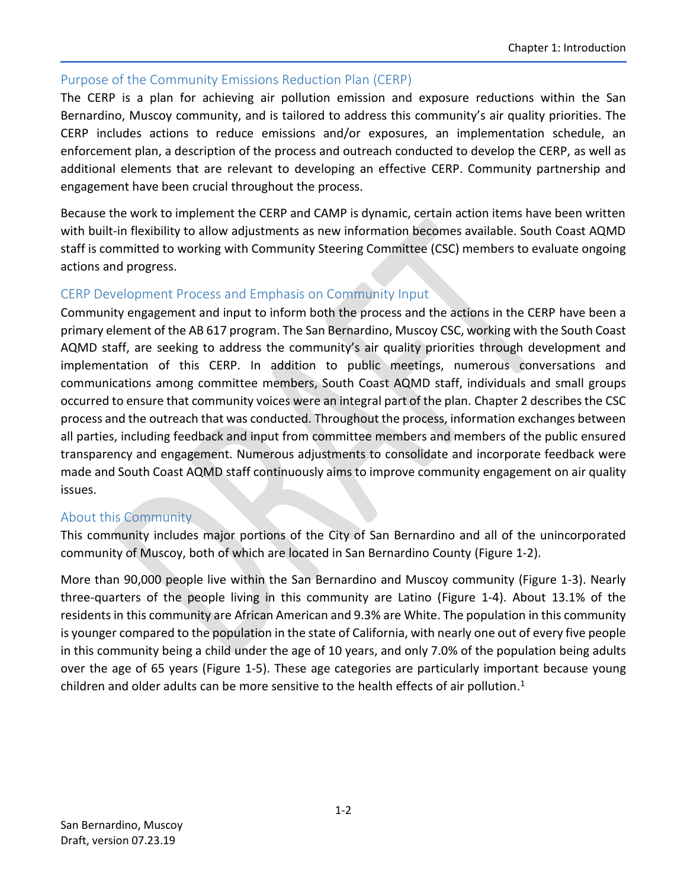## Purpose of the Community Emissions Reduction Plan (CERP)

The CERP is a plan for achieving air pollution emission and exposure reductions within the San Bernardino, Muscoy community, and is tailored to address this community's air quality priorities. The CERP includes actions to reduce emissions and/or exposures, an implementation schedule, an enforcement plan, a description of the process and outreach conducted to develop the CERP, as well as additional elements that are relevant to developing an effective CERP. Community partnership and engagement have been crucial throughout the process.

Because the work to implement the CERP and CAMP is dynamic, certain action items have been written with built-in flexibility to allow adjustments as new information becomes available. South Coast AQMD staff is committed to working with Community Steering Committee (CSC) members to evaluate ongoing actions and progress.

## CERP Development Process and Emphasis on Community Input

Community engagement and input to inform both the process and the actions in the CERP have been a primary element of the AB 617 program. The San Bernardino, Muscoy CSC, working with the South Coast AQMD staff, are seeking to address the community's air quality priorities through development and implementation of this CERP. In addition to public meetings, numerous conversations and communications among committee members, South Coast AQMD staff, individuals and small groups occurred to ensure that community voices were an integral part of the plan. Chapter 2 describes the CSC process and the outreach that was conducted. Throughout the process, information exchanges between all parties, including feedback and input from committee members and members of the public ensured transparency and engagement. Numerous adjustments to consolidate and incorporate feedback were made and South Coast AQMD staff continuously aims to improve community engagement on air quality issues.

## About this Community

This community includes major portions of the City of San Bernardino and all of the unincorporated community of Muscoy, both of which are located in San Bernardino County (Figure 1-2).

More than 90,000 people live within the San Bernardino and Muscoy community (Figure 1-3). Nearly three-quarters of the people living in this community are Latino (Figure 1-4). About 13.1% of the residents in this community are African American and 9.3% are White. The population in this community is younger compared to the population in the state of California, with nearly one out of every five people in this community being a child under the age of 10 years, and only 7.0% of the population being adults over the age of 65 years (Figure 1-5). These age categories are particularly important because young children and older adults can be more sensitive to the health effects of air pollution.[1]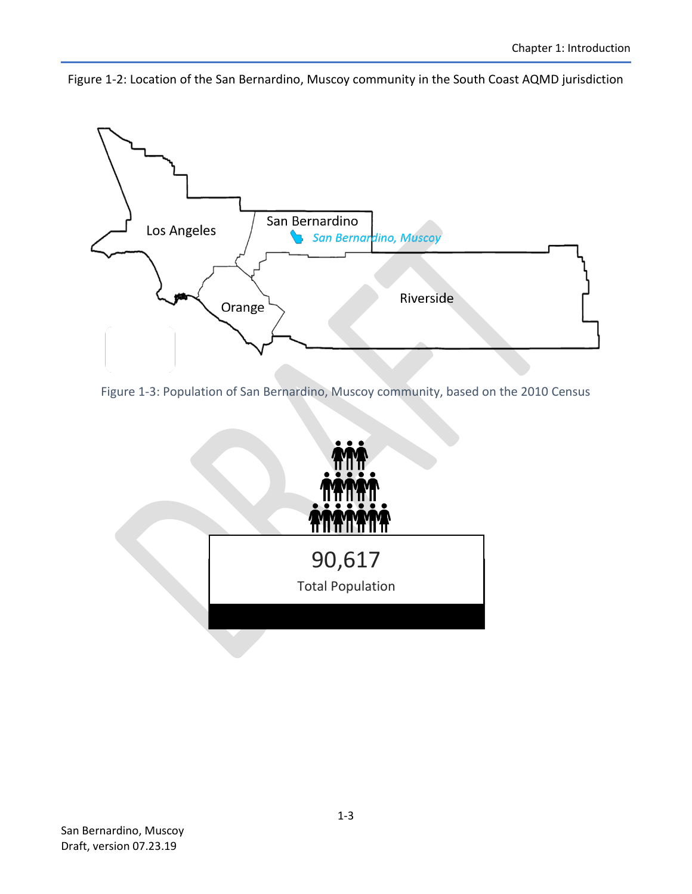Figure 1-2: Location of the San Bernardino, Muscoy community in the South Coast AQMD jurisdiction

Los Angeles

San Bernardino

San Bernardino, Muscoy

Orange

Riverside

Figure 1-3: Population of San Bernardino, Muscoy community, based on the 2010 Census

90,617

Total Population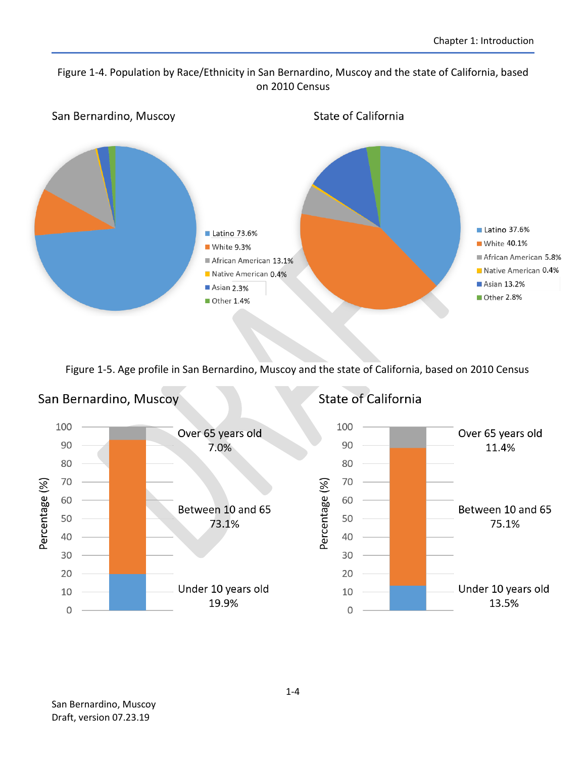Figure 1-4. Population by Race/Ethnicity in San Bernardino, Muscoy and the state of California, based on 2010 Census

**San Bernardino, Muscoy**

- Latino 73.6%
- White 9.3%
- African American 13.1%
- Native American 0.4%
- Asian 2.3%
- Other 1.4%

**State of California**

- Latino 37.6%
- White 40.1%
- African American 5.8%
- Native American 0.4%
- Asian 13.2%
- Other 2.8%

Figure 1-5. Age profile in San Bernardino, Muscoy and the state of California, based on 2010 Census

**San Bernardino, Muscoy**

- Over 65 years old 7.0%
- Between 10 and 65 73.1%
- Under 10 years old 19.9%

**State of California**

- Over 65 years old 11.4%
- Between 10 and 65 75.1%
- Under 10 years old 13.5%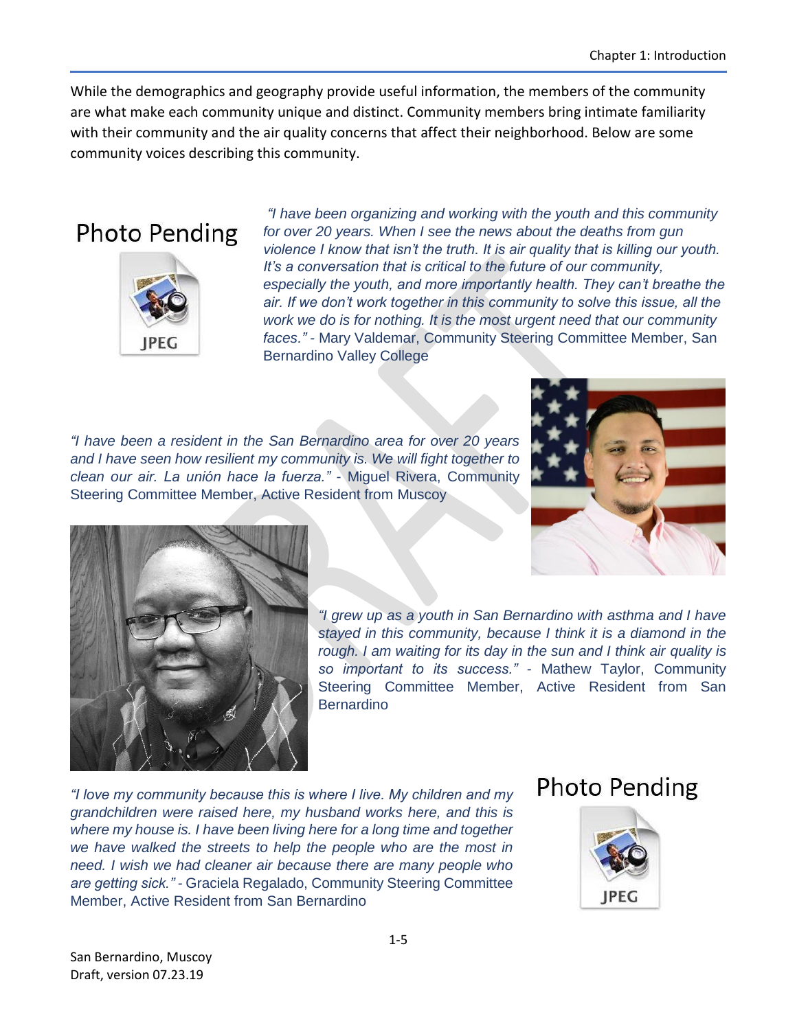While the demographics and geography provide useful information, the members of the community are what make each community unique and distinct. Community members bring intimate familiarity with their community and the air quality concerns that affect their neighborhood. Below are some community voices describing this community.

Photo Pending

*"I have been organizing and working with the youth and this community for over 20 years. When I see the news about the deaths from gun violence I know that isn't the truth. It is air quality that is killing our youth. It's a conversation that is critical to the future of our community, especially the youth, and more importantly health. They can't breathe the air. If we don't work together in this community to solve this issue, all the work we do is for nothing. It is the most urgent need that our community faces."* - Mary Valdemar, Community Steering Committee Member, San Bernardino Valley College

*"I have been a resident in the San Bernardino area for over 20 years and I have seen how resilient my community is. We will fight together to clean our air. La unión hace la fuerza."* - Miguel Rivera, Community Steering Committee Member, Active Resident from Muscoy

*"I grew up as a youth in San Bernardino with asthma and I have stayed in this community, because I think it is a diamond in the rough. I am waiting for its day in the sun and I think air quality is so important to its success."* - Mathew Taylor, Community Steering Committee Member, Active Resident from San Bernardino

*"I love my community because this is where I live. My children and my grandchildren were raised here, my husband works here, and this is where my house is. I have been living here for a long time and together we have walked the streets to help the people who are the most in need. I wish we had cleaner air because there are many people who are getting sick."* - Graciela Regalado, Community Steering Committee Member, Active Resident from San Bernardino

Photo Pending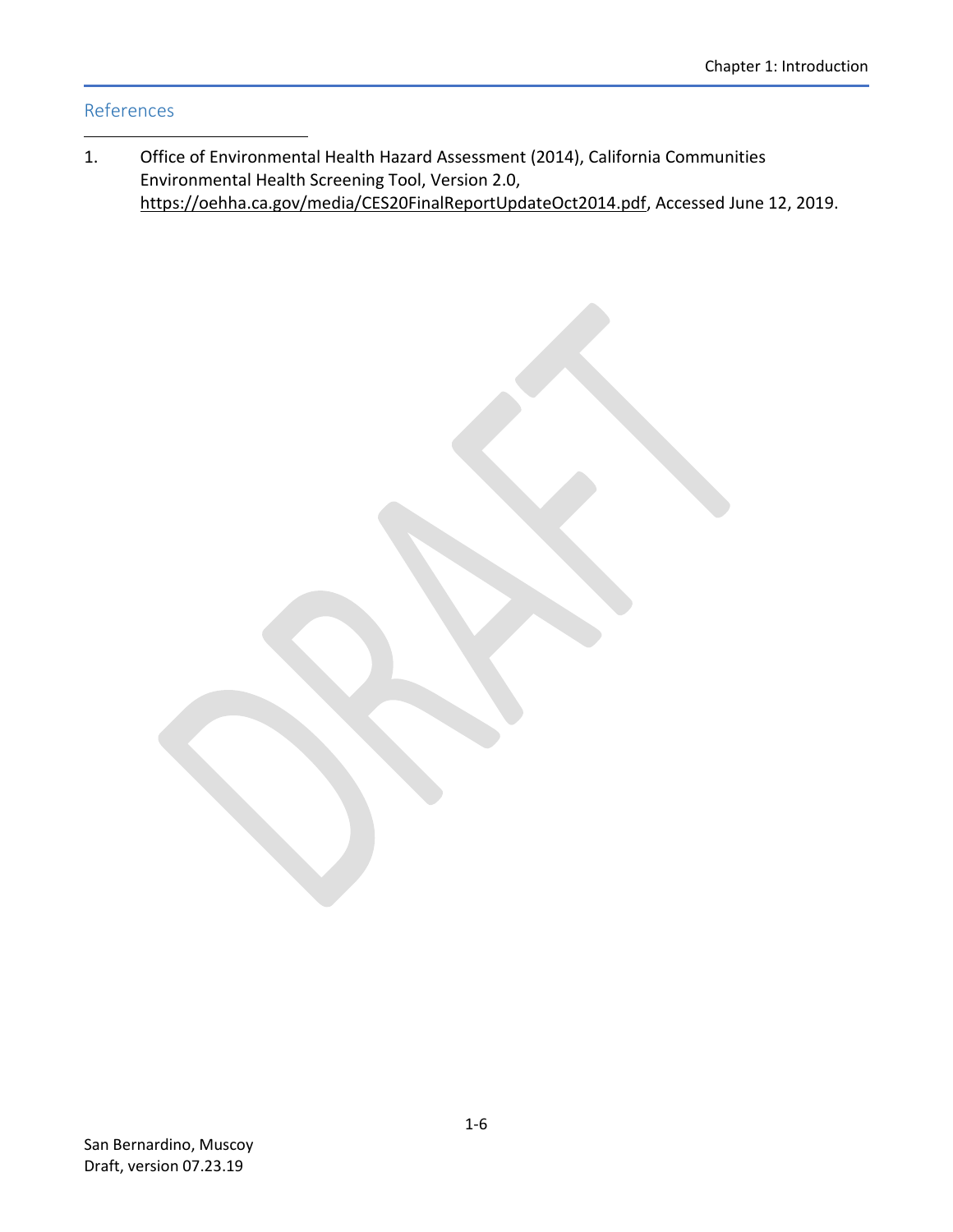## References

1. Office of Environmental Health Hazard Assessment (2014), California Communities Environmental Health Screening Tool, Version 2.0, https://oehha.ca.gov/media/CES20FinalReportUpdateOct2014.pdf, Accessed June 12, 2019.